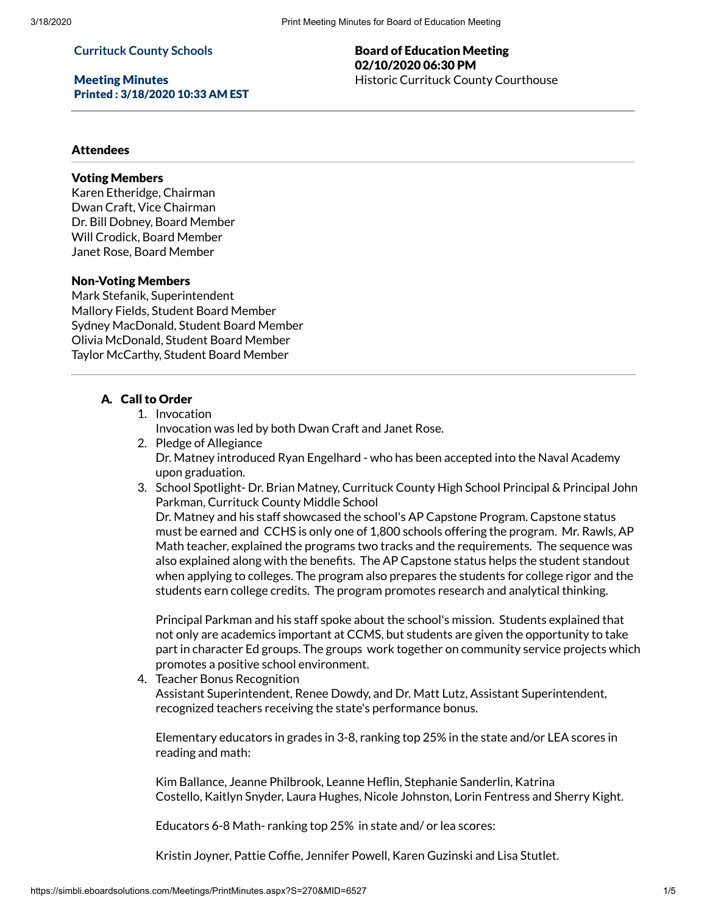**Currituck County Schools**

**Meeting Minutes**
**Printed : 3/18/2020 10:33 AM EST**

**Board of Education Meeting**
**02/10/2020 06:30 PM**
Historic Currituck County Courthouse

## Attendees

### Voting Members

Karen Etheridge, Chairman
Dwan Craft, Vice Chairman
Dr. Bill Dobney, Board Member
Will Crodick, Board Member
Janet Rose, Board Member

### Non-Voting Members

Mark Stefanik, Superintendent
Mallory Fields, Student Board Member
Sydney MacDonald, Student Board Member
Olivia McDonald, Student Board Member
Taylor McCarthy, Student Board Member

---

## A. Call to Order

1. Invocation
   Invocation was led by both Dwan Craft and Janet Rose.
2. Pledge of Allegiance
   Dr. Matney introduced Ryan Engelhard - who has been accepted into the Naval Academy upon graduation.
3. School Spotlight- Dr. Brian Matney, Currituck County High School Principal & Principal John Parkman, Currituck County Middle School
   Dr. Matney and his staff showcased the school's AP Capstone Program. Capstone status must be earned and CCHS is only one of 1,800 schools offering the program. Mr. Rawls, AP Math teacher, explained the programs two tracks and the requirements. The sequence was also explained along with the benefits. The AP Capstone status helps the student standout when applying to colleges. The program also prepares the students for college rigor and the students earn college credits. The program promotes research and analytical thinking.

   Principal Parkman and his staff spoke about the school's mission. Students explained that not only are academics important at CCMS, but students are given the opportunity to take part in character Ed groups. The groups work together on community service projects which promotes a positive school environment.
4. Teacher Bonus Recognition
   Assistant Superintendent, Renee Dowdy, and Dr. Matt Lutz, Assistant Superintendent, recognized teachers receiving the state's performance bonus.

   Elementary educators in grades in 3-8, ranking top 25% in the state and/or LEA scores in reading and math:

   Kim Ballance, Jeanne Philbrook, Leanne Heflin, Stephanie Sanderlin, Katrina Costello, Kaitlyn Snyder, Laura Hughes, Nicole Johnston, Lorin Fentress and Sherry Kight.

   Educators 6-8 Math- ranking top 25% in state and/ or lea scores:

   Kristin Joyner, Pattie Coffie, Jennifer Powell, Karen Guzinski and Lisa Stutlet.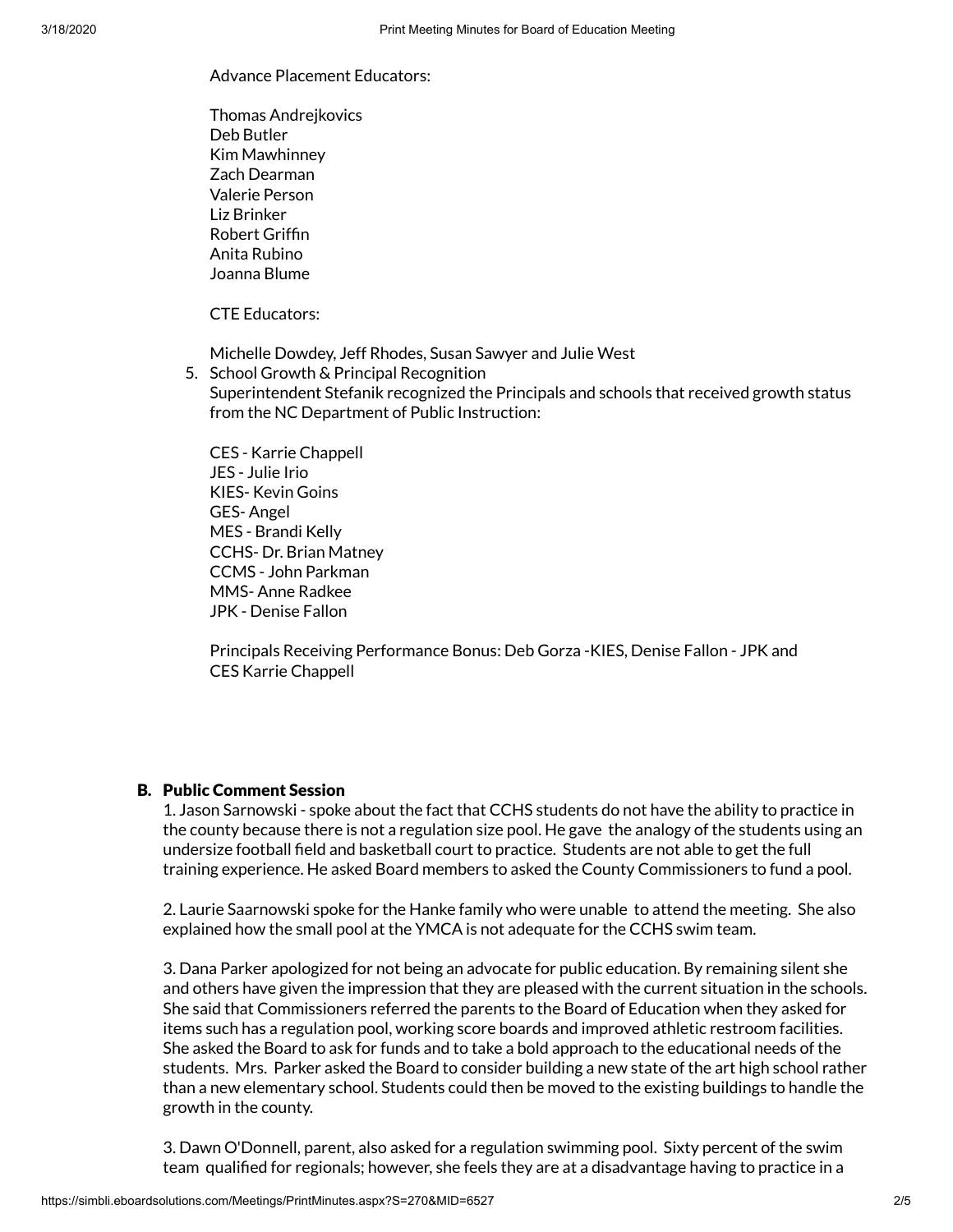Advance Placement Educators:

Thomas Andrejkovics
Deb Butler
Kim Mawhinney
Zach Dearman
Valerie Person
Liz Brinker
Robert Griffin
Anita Rubino
Joanna Blume

CTE Educators:

Michelle Dowdey, Jeff Rhodes, Susan Sawyer and Julie West

5. School Growth & Principal Recognition
   Superintendent Stefanik recognized the Principals and schools that received growth status from the NC Department of Public Instruction:

   CES - Karrie Chappell
   JES - Julie Irio
   KIES- Kevin Goins
   GES- Angel
   MES - Brandi Kelly
   CCHS- Dr. Brian Matney
   CCMS - John Parkman
   MMS- Anne Radkee
   JPK - Denise Fallon

   Principals Receiving Performance Bonus: Deb Gorza -KIES, Denise Fallon - JPK and CES Karrie Chappell

## B. Public Comment Session

1. Jason Sarnowski - spoke about the fact that CCHS students do not have the ability to practice in the county because there is not a regulation size pool. He gave the analogy of the students using an undersize football field and basketball court to practice. Students are not able to get the full training experience. He asked Board members to asked the County Commissioners to fund a pool.

2. Laurie Saarnowski spoke for the Hanke family who were unable to attend the meeting. She also explained how the small pool at the YMCA is not adequate for the CCHS swim team.

3. Dana Parker apologized for not being an advocate for public education. By remaining silent she and others have given the impression that they are pleased with the current situation in the schools. She said that Commissioners referred the parents to the Board of Education when they asked for items such has a regulation pool, working score boards and improved athletic restroom facilities. She asked the Board to ask for funds and to take a bold approach to the educational needs of the students. Mrs. Parker asked the Board to consider building a new state of the art high school rather than a new elementary school. Students could then be moved to the existing buildings to handle the growth in the county.

3. Dawn O'Donnell, parent, also asked for a regulation swimming pool. Sixty percent of the swim team qualified for regionals; however, she feels they are at a disadvantage having to practice in a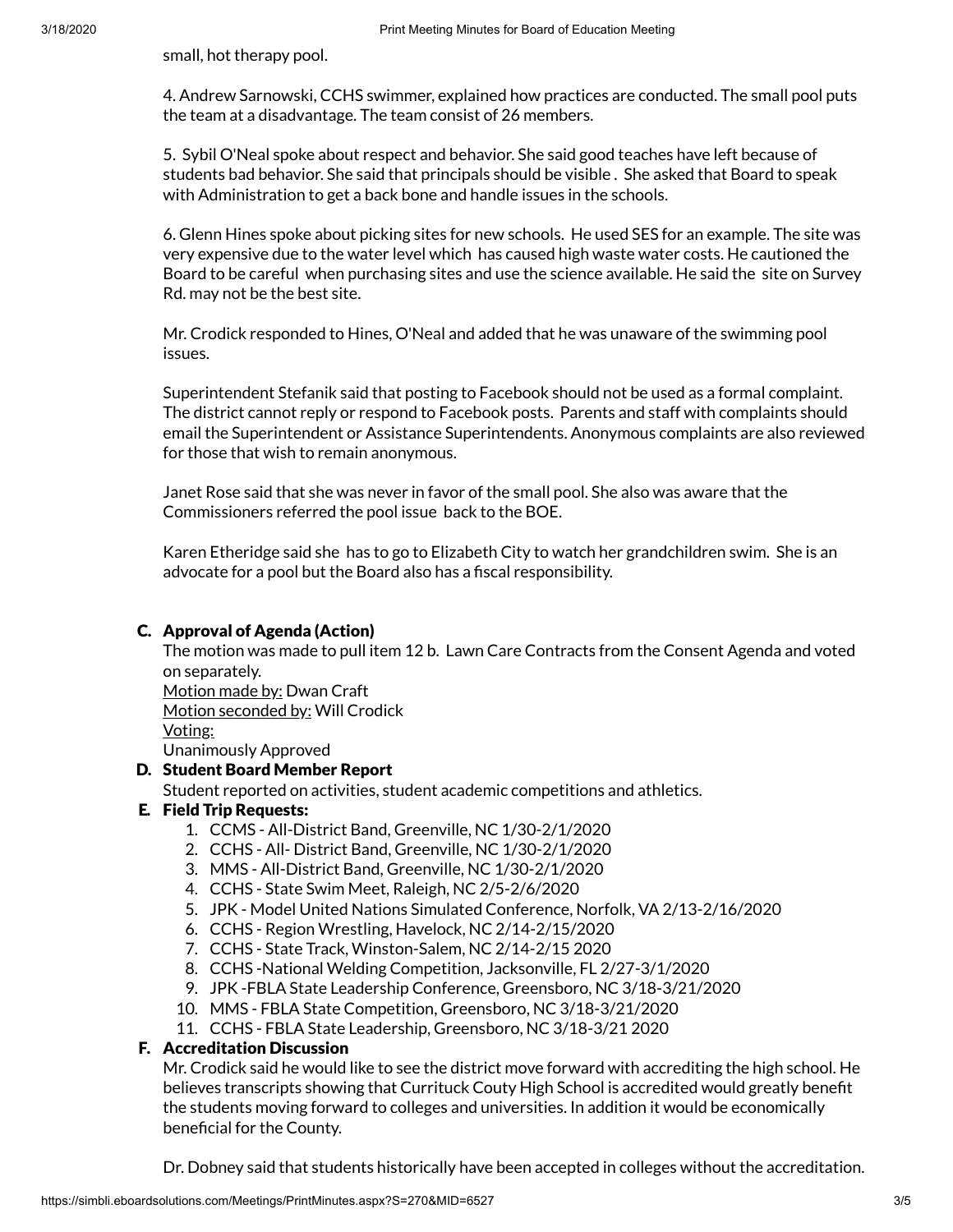small, hot therapy pool.

4. Andrew Sarnowski, CCHS swimmer, explained how practices are conducted. The small pool puts the team at a disadvantage. The team consist of 26 members.

5. Sybil O'Neal spoke about respect and behavior. She said good teaches have left because of students bad behavior. She said that principals should be visible . She asked that Board to speak with Administration to get a back bone and handle issues in the schools.

6. Glenn Hines spoke about picking sites for new schools. He used SES for an example. The site was very expensive due to the water level which has caused high waste water costs. He cautioned the Board to be careful when purchasing sites and use the science available. He said the site on Survey Rd. may not be the best site.

Mr. Crodick responded to Hines, O'Neal and added that he was unaware of the swimming pool issues.

Superintendent Stefanik said that posting to Facebook should not be used as a formal complaint. The district cannot reply or respond to Facebook posts. Parents and staff with complaints should email the Superintendent or Assistance Superintendents. Anonymous complaints are also reviewed for those that wish to remain anonymous.

Janet Rose said that she was never in favor of the small pool. She also was aware that the Commissioners referred the pool issue back to the BOE.

Karen Etheridge said she has to go to Elizabeth City to watch her grandchildren swim. She is an advocate for a pool but the Board also has a fiscal responsibility.

### C. Approval of Agenda (Action)

The motion was made to pull item 12 b. Lawn Care Contracts from the Consent Agenda and voted on separately.
Motion made by: Dwan Craft
Motion seconded by: Will Crodick
Voting:
Unanimously Approved

### D. Student Board Member Report

Student reported on activities, student academic competitions and athletics.

### E. Field Trip Requests:

1. CCMS - All-District Band, Greenville, NC 1/30-2/1/2020
2. CCHS - All- District Band, Greenville, NC 1/30-2/1/2020
3. MMS - All-District Band, Greenville, NC 1/30-2/1/2020
4. CCHS - State Swim Meet, Raleigh, NC 2/5-2/6/2020
5. JPK - Model United Nations Simulated Conference, Norfolk, VA 2/13-2/16/2020
6. CCHS - Region Wrestling, Havelock, NC 2/14-2/15/2020
7. CCHS - State Track, Winston-Salem, NC 2/14-2/15 2020
8. CCHS -National Welding Competition, Jacksonville, FL 2/27-3/1/2020
9. JPK -FBLA State Leadership Conference, Greensboro, NC 3/18-3/21/2020
10. MMS - FBLA State Competition, Greensboro, NC 3/18-3/21/2020
11. CCHS - FBLA State Leadership, Greensboro, NC 3/18-3/21 2020

### F. Accreditation Discussion

Mr. Crodick said he would like to see the district move forward with accrediting the high school. He believes transcripts showing that Currituck Couty High School is accredited would greatly benefit the students moving forward to colleges and universities. In addition it would be economically beneficial for the County.

Dr. Dobney said that students historically have been accepted in colleges without the accreditation.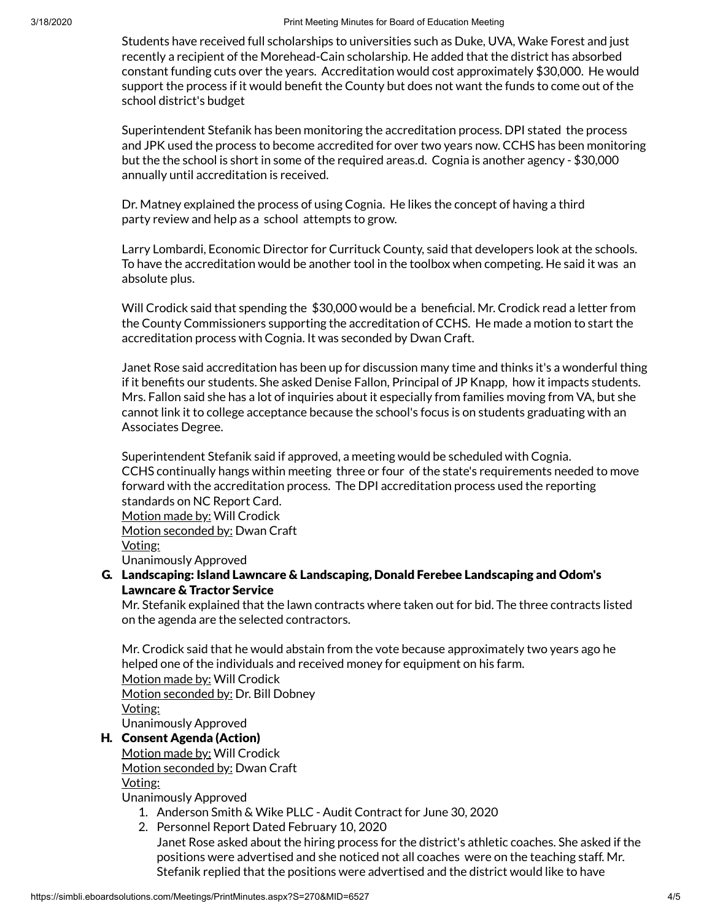Students have received full scholarships to universities such as Duke, UVA, Wake Forest and just recently a recipient of the Morehead-Cain scholarship. He added that the district has absorbed constant funding cuts over the years. Accreditation would cost approximately $30,000. He would support the process if it would benefit the County but does not want the funds to come out of the school district's budget

Superintendent Stefanik has been monitoring the accreditation process. DPI stated the process and JPK used the process to become accredited for over two years now. CCHS has been monitoring but the the school is short in some of the required areas.d. Cognia is another agency - $30,000 annually until accreditation is received.

Dr. Matney explained the process of using Cognia. He likes the concept of having a third party review and help as a school attempts to grow.

Larry Lombardi, Economic Director for Currituck County, said that developers look at the schools. To have the accreditation would be another tool in the toolbox when competing. He said it was an absolute plus.

Will Crodick said that spending the $30,000 would be a beneficial. Mr. Crodick read a letter from the County Commissioners supporting the accreditation of CCHS. He made a motion to start the accreditation process with Cognia. It was seconded by Dwan Craft.

Janet Rose said accreditation has been up for discussion many time and thinks it's a wonderful thing if it benefits our students. She asked Denise Fallon, Principal of JP Knapp, how it impacts students. Mrs. Fallon said she has a lot of inquiries about it especially from families moving from VA, but she cannot link it to college acceptance because the school's focus is on students graduating with an Associates Degree.

Superintendent Stefanik said if approved, a meeting would be scheduled with Cognia. CCHS continually hangs within meeting three or four of the state's requirements needed to move forward with the accreditation process. The DPI accreditation process used the reporting standards on NC Report Card.
Motion made by: Will Crodick
Motion seconded by: Dwan Craft
Voting:
Unanimously Approved

### G. Landscaping: Island Lawncare & Landscaping, Donald Ferebee Landscaping and Odom's Lawncare & Tractor Service

Mr. Stefanik explained that the lawn contracts where taken out for bid. The three contracts listed on the agenda are the selected contractors.

Mr. Crodick said that he would abstain from the vote because approximately two years ago he helped one of the individuals and received money for equipment on his farm.
Motion made by: Will Crodick
Motion seconded by: Dr. Bill Dobney
Voting:
Unanimously Approved

### H. Consent Agenda (Action)

Motion made by: Will Crodick
Motion seconded by: Dwan Craft
Voting:
Unanimously Approved

1. Anderson Smith & Wike PLLC - Audit Contract for June 30, 2020
2. Personnel Report Dated February 10, 2020
   Janet Rose asked about the hiring process for the district's athletic coaches. She asked if the positions were advertised and she noticed not all coaches were on the teaching staff. Mr. Stefanik replied that the positions were advertised and the district would like to have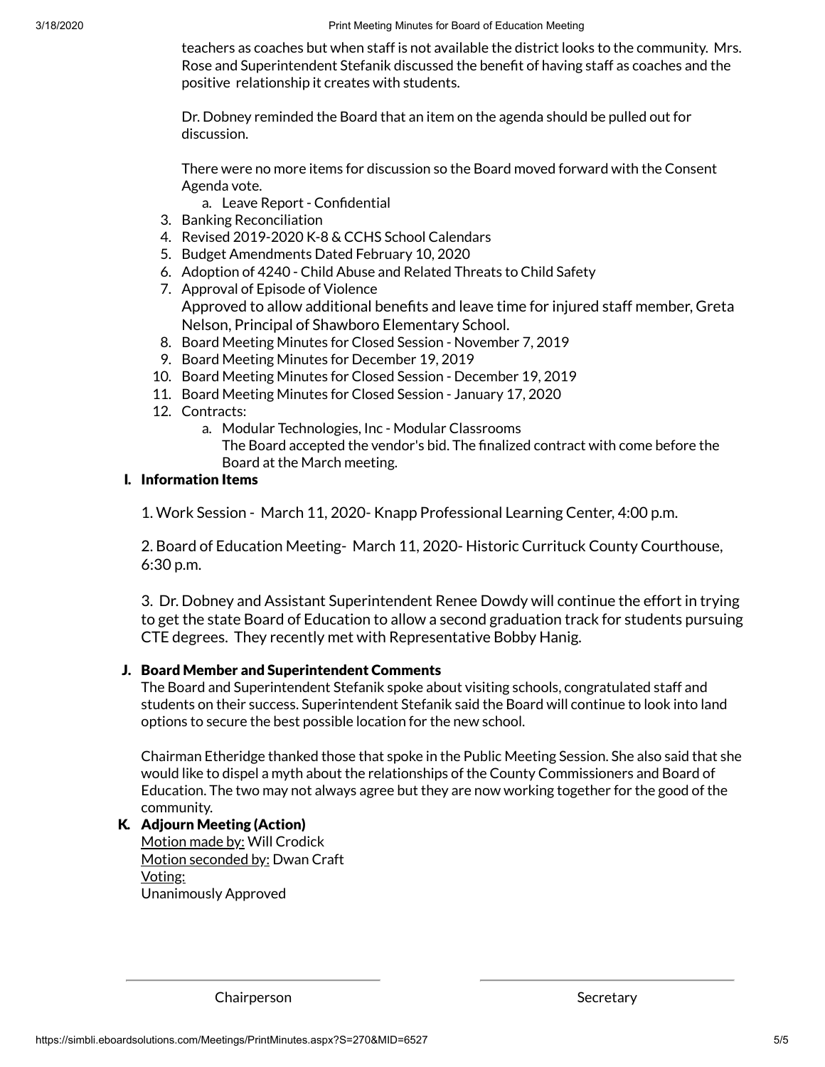teachers as coaches but when staff is not available the district looks to the community. Mrs. Rose and Superintendent Stefanik discussed the benefit of having staff as coaches and the positive relationship it creates with students.

Dr. Dobney reminded the Board that an item on the agenda should be pulled out for discussion.

There were no more items for discussion so the Board moved forward with the Consent Agenda vote.

   a. Leave Report - Confidential

3. Banking Reconciliation
4. Revised 2019-2020 K-8 & CCHS School Calendars
5. Budget Amendments Dated February 10, 2020
6. Adoption of 4240 - Child Abuse and Related Threats to Child Safety
7. Approval of Episode of Violence
   Approved to allow additional benefits and leave time for injured staff member, Greta Nelson, Principal of Shawboro Elementary School.
8. Board Meeting Minutes for Closed Session - November 7, 2019
9. Board Meeting Minutes for December 19, 2019
10. Board Meeting Minutes for Closed Session - December 19, 2019
11. Board Meeting Minutes for Closed Session - January 17, 2020
12. Contracts:
    a. Modular Technologies, Inc - Modular Classrooms
       The Board accepted the vendor's bid. The finalized contract with come before the Board at the March meeting.

## I. Information Items

1. Work Session - March 11, 2020- Knapp Professional Learning Center, 4:00 p.m.

2. Board of Education Meeting- March 11, 2020- Historic Currituck County Courthouse, 6:30 p.m.

3. Dr. Dobney and Assistant Superintendent Renee Dowdy will continue the effort in trying to get the state Board of Education to allow a second graduation track for students pursuing CTE degrees. They recently met with Representative Bobby Hanig.

## J. Board Member and Superintendent Comments

The Board and Superintendent Stefanik spoke about visiting schools, congratulated staff and students on their success. Superintendent Stefanik said the Board will continue to look into land options to secure the best possible location for the new school.

Chairman Etheridge thanked those that spoke in the Public Meeting Session. She also said that she would like to dispel a myth about the relationships of the County Commissioners and Board of Education. The two may not always agree but they are now working together for the good of the community.

## K. Adjourn Meeting (Action)

Motion made by: Will Crodick
Motion seconded by: Dwan Craft
Voting:
Unanimously Approved

Chairperson

Secretary